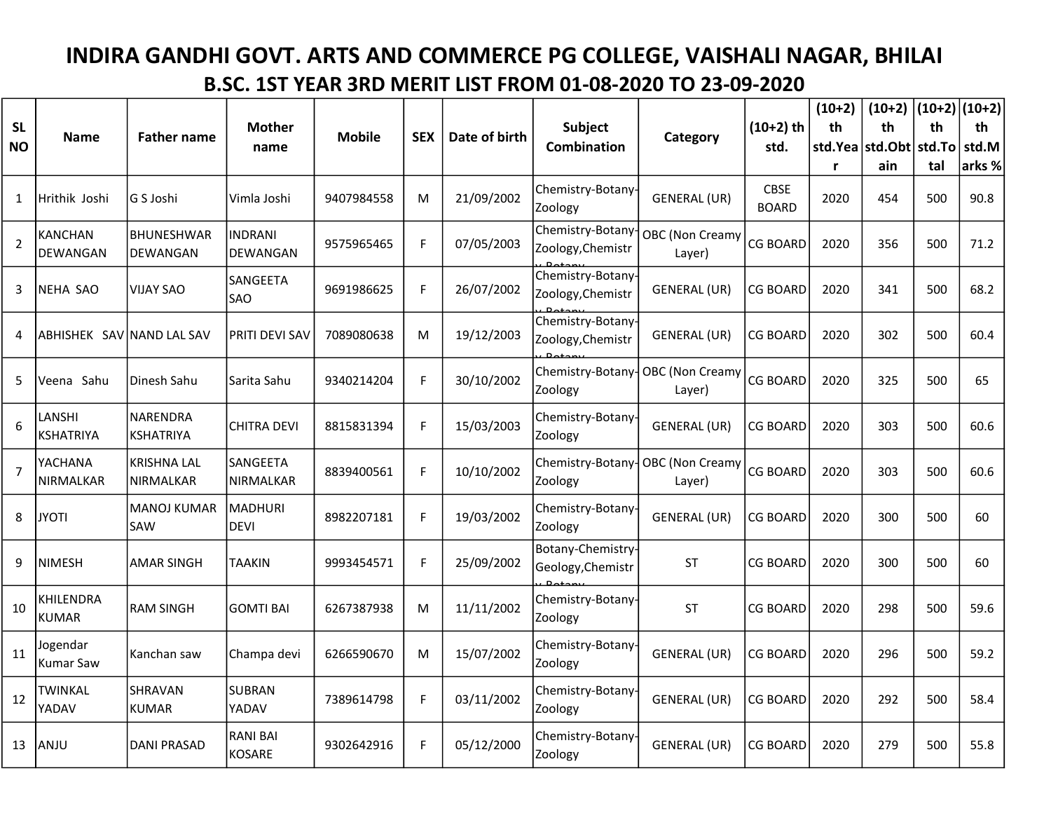# INDIRA GANDHI GOVT. ARTS AND COMMERCE PG COLLEGE, VAISHALI NAGAR, BHILAI

## B.SC. 1ST YEAR 3RD MERIT LIST FROM 01-08-2020 TO 23-09-2020

| SL NO | Name | Father name | Mother name | Mobile | SEX | Date of birth | Subject Combination | Category | (10+2) th std. | (10+2) th std.Year | (10+2) th std.Obtain | (10+2) th std.Total | (10+2) th std.Marks % |
|---|---|---|---|---|---|---|---|---|---|---|---|---|---|
| 1 | Hrithik Joshi | G S Joshi | Vimla Joshi | 9407984558 | M | 21/09/2002 | Chemistry-Botany-Zoology | GENERAL (UR) | CBSE BOARD | 2020 | 454 | 500 | 90.8 |
| 2 | KANCHAN DEWANGAN | BHUNESHWAR DEWANGAN | INDRANI DEWANGAN | 9575965465 | F | 07/05/2003 | Chemistry-Botany-Zoology,Chemistry-Botany | OBC (Non Creamy Layer) | CG BOARD | 2020 | 356 | 500 | 71.2 |
| 3 | NEHA SAO | VIJAY SAO | SANGEETA SAO | 9691986625 | F | 26/07/2002 | Chemistry-Botany-Zoology,Chemistry-Botany | GENERAL (UR) | CG BOARD | 2020 | 341 | 500 | 68.2 |
| 4 | ABHISHEK SAV | NAND LAL SAV | PRITI DEVI SAV | 7089080638 | M | 19/12/2003 | Chemistry-Botany-Zoology,Chemistry-Botany | GENERAL (UR) | CG BOARD | 2020 | 302 | 500 | 60.4 |
| 5 | Veena Sahu | Dinesh Sahu | Sarita Sahu | 9340214204 | F | 30/10/2002 | Chemistry-Botany-Zoology | OBC (Non Creamy Layer) | CG BOARD | 2020 | 325 | 500 | 65 |
| 6 | LANSHI KSHATRIYA | NARENDRA KSHATRIYA | CHITRA DEVI | 8815831394 | F | 15/03/2003 | Chemistry-Botany-Zoology | GENERAL (UR) | CG BOARD | 2020 | 303 | 500 | 60.6 |
| 7 | YACHANA NIRMALKAR | KRISHNA LAL NIRMALKAR | SANGEETA NIRMALKAR | 8839400561 | F | 10/10/2002 | Chemistry-Botany-Zoology | OBC (Non Creamy Layer) | CG BOARD | 2020 | 303 | 500 | 60.6 |
| 8 | JYOTI | MANOJ KUMAR SAW | MADHURI DEVI | 8982207181 | F | 19/03/2002 | Chemistry-Botany-Zoology | GENERAL (UR) | CG BOARD | 2020 | 300 | 500 | 60 |
| 9 | NIMESH | AMAR SINGH | TAAKIN | 9993454571 | F | 25/09/2002 | Botany-Chemistry-Geology,Chemistry-Botany | ST | CG BOARD | 2020 | 300 | 500 | 60 |
| 10 | KHILENDRA KUMAR | RAM SINGH | GOMTI BAI | 6267387938 | M | 11/11/2002 | Chemistry-Botany-Zoology | ST | CG BOARD | 2020 | 298 | 500 | 59.6 |
| 11 | Jogendar Kumar Saw | Kanchan saw | Champa devi | 6266590670 | M | 15/07/2002 | Chemistry-Botany-Zoology | GENERAL (UR) | CG BOARD | 2020 | 296 | 500 | 59.2 |
| 12 | TWINKAL YADAV | SHRAVAN KUMAR | SUBRAN YADAV | 7389614798 | F | 03/11/2002 | Chemistry-Botany-Zoology | GENERAL (UR) | CG BOARD | 2020 | 292 | 500 | 58.4 |
| 13 | ANJU | DANI PRASAD | RANI BAI KOSARE | 9302642916 | F | 05/12/2000 | Chemistry-Botany-Zoology | GENERAL (UR) | CG BOARD | 2020 | 279 | 500 | 55.8 |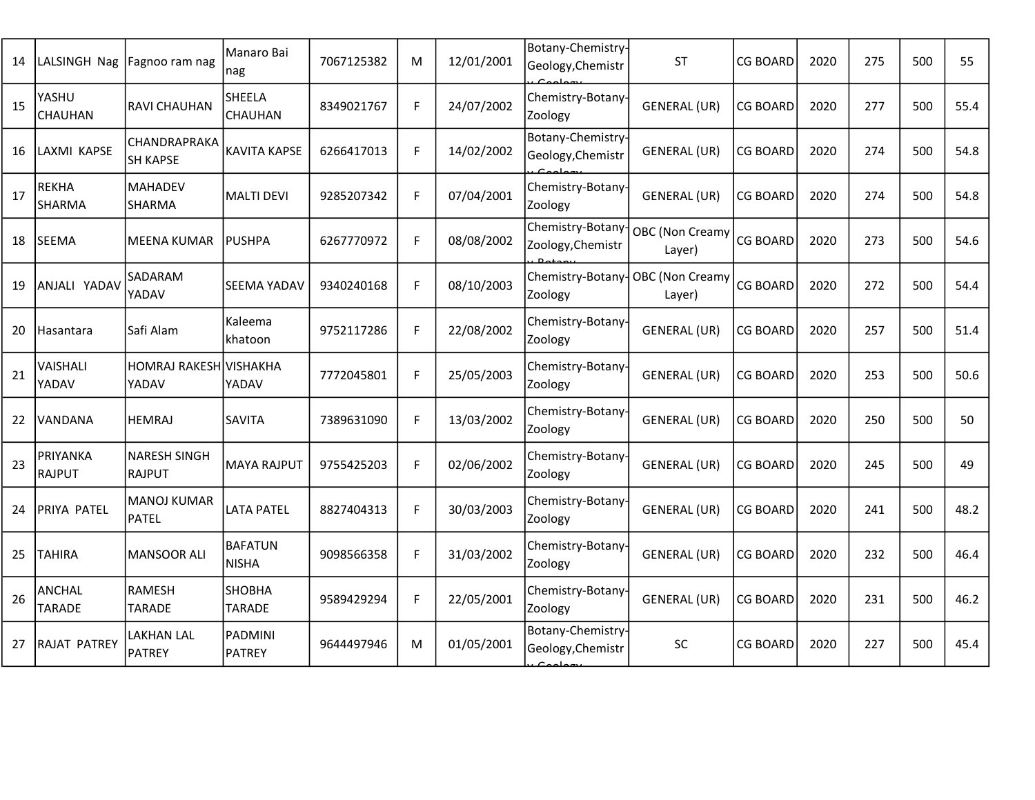| | | | | | | | | | | | | | |
|---|---|---|---|---|---|---|---|---|---|---|---|---|---|
| 14 | LALSINGH Nag | Fagnoo ram nag | Manaro Bai nag | 7067125382 | M | 12/01/2001 | Botany-Chemistry-Geology,Chemistry-Geology | ST | CG BOARD | 2020 | 275 | 500 | 55 |
| 15 | YASHU CHAUHAN | RAVI CHAUHAN | SHEELA CHAUHAN | 8349021767 | F | 24/07/2002 | Chemistry-Botany-Zoology | GENERAL (UR) | CG BOARD | 2020 | 277 | 500 | 55.4 |
| 16 | LAXMI KAPSE | CHANDRAPRAKASH KAPSE | KAVITA KAPSE | 6266417013 | F | 14/02/2002 | Botany-Chemistry-Geology,Chemistry-Geology | GENERAL (UR) | CG BOARD | 2020 | 274 | 500 | 54.8 |
| 17 | REKHA SHARMA | MAHADEV SHARMA | MALTI DEVI | 9285207342 | F | 07/04/2001 | Chemistry-Botany-Zoology | GENERAL (UR) | CG BOARD | 2020 | 274 | 500 | 54.8 |
| 18 | SEEMA | MEENA KUMAR | PUSHPA | 6267770972 | F | 08/08/2002 | Chemistry-Botany-Zoology,Chemistry-Botany | OBC (Non Creamy Layer) | CG BOARD | 2020 | 273 | 500 | 54.6 |
| 19 | ANJALI YADAV | SADARAM YADAV | SEEMA YADAV | 9340240168 | F | 08/10/2003 | Chemistry-Botany-Zoology | OBC (Non Creamy Layer) | CG BOARD | 2020 | 272 | 500 | 54.4 |
| 20 | Hasantara | Safi Alam | Kaleema khatoon | 9752117286 | F | 22/08/2002 | Chemistry-Botany-Zoology | GENERAL (UR) | CG BOARD | 2020 | 257 | 500 | 51.4 |
| 21 | VAISHALI YADAV | HOMRAJ RAKESH YADAV | VISHAKHA YADAV | 7772045801 | F | 25/05/2003 | Chemistry-Botany-Zoology | GENERAL (UR) | CG BOARD | 2020 | 253 | 500 | 50.6 |
| 22 | VANDANA | HEMRAJ | SAVITA | 7389631090 | F | 13/03/2002 | Chemistry-Botany-Zoology | GENERAL (UR) | CG BOARD | 2020 | 250 | 500 | 50 |
| 23 | PRIYANKA RAJPUT | NARESH SINGH RAJPUT | MAYA RAJPUT | 9755425203 | F | 02/06/2002 | Chemistry-Botany-Zoology | GENERAL (UR) | CG BOARD | 2020 | 245 | 500 | 49 |
| 24 | PRIYA PATEL | MANOJ KUMAR PATEL | LATA PATEL | 8827404313 | F | 30/03/2003 | Chemistry-Botany-Zoology | GENERAL (UR) | CG BOARD | 2020 | 241 | 500 | 48.2 |
| 25 | TAHIRA | MANSOOR ALI | BAFATUN NISHA | 9098566358 | F | 31/03/2002 | Chemistry-Botany-Zoology | GENERAL (UR) | CG BOARD | 2020 | 232 | 500 | 46.4 |
| 26 | ANCHAL TARADE | RAMESH TARADE | SHOBHA TARADE | 9589429294 | F | 22/05/2001 | Chemistry-Botany-Zoology | GENERAL (UR) | CG BOARD | 2020 | 231 | 500 | 46.2 |
| 27 | RAJAT PATREY | LAKHAN LAL PATREY | PADMINI PATREY | 9644497946 | M | 01/05/2001 | Botany-Chemistry-Geology,Chemistry-Geology | SC | CG BOARD | 2020 | 227 | 500 | 45.4 |